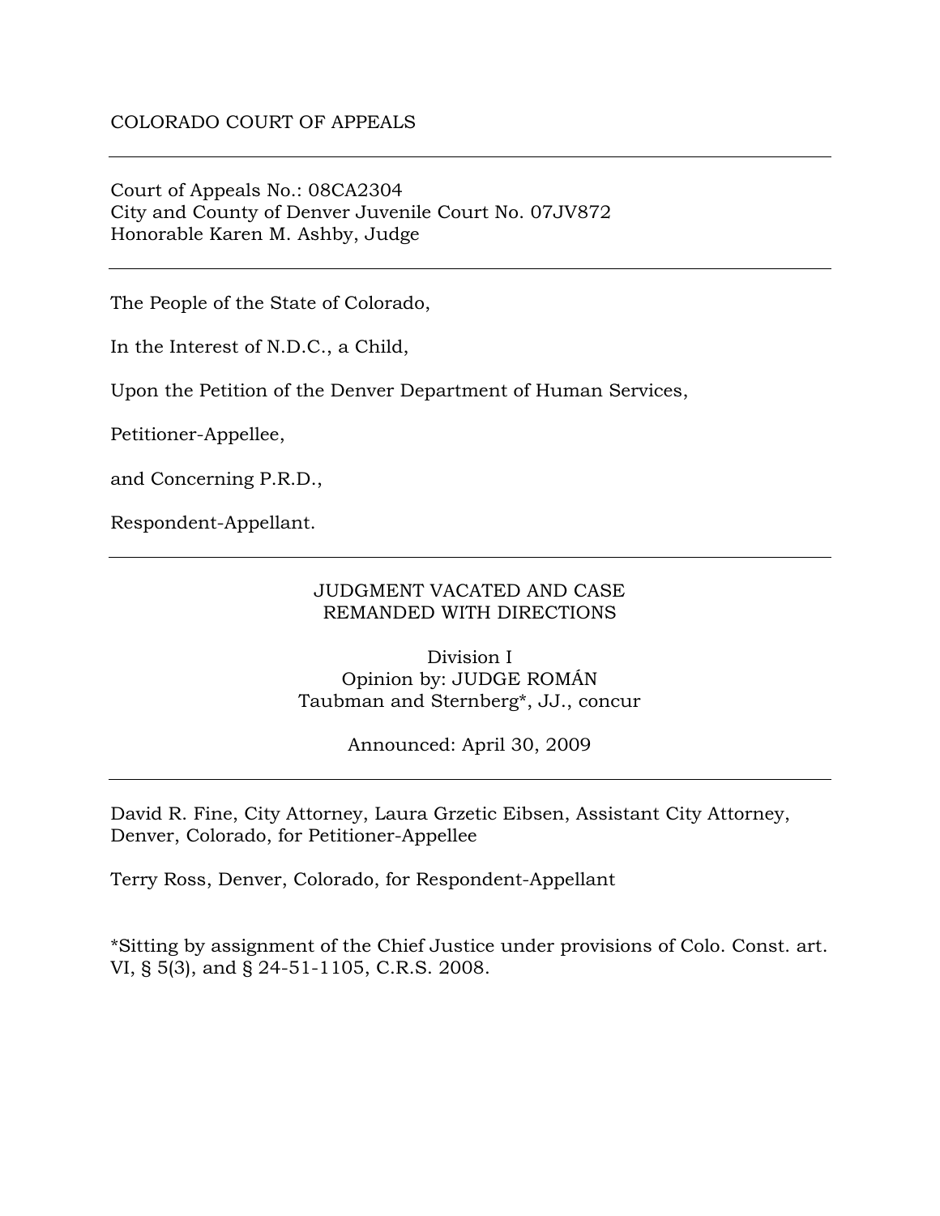COLORADO COURT OF APPEALS

---

Court of Appeals No.: 08CA2304
City and County of Denver Juvenile Court No. 07JV872
Honorable Karen M. Ashby, Judge

---

The People of the State of Colorado,

In the Interest of N.D.C., a Child,

Upon the Petition of the Denver Department of Human Services,

Petitioner-Appellee,

and Concerning P.R.D.,

Respondent-Appellant.

---

JUDGMENT VACATED AND CASE
REMANDED WITH DIRECTIONS

Division I
Opinion by: JUDGE ROMÁN
Taubman and Sternberg*, JJ., concur

Announced: April 30, 2009

---

David R. Fine, City Attorney, Laura Grzetic Eibsen, Assistant City Attorney, Denver, Colorado, for Petitioner-Appellee

Terry Ross, Denver, Colorado, for Respondent-Appellant

*Sitting by assignment of the Chief Justice under provisions of Colo. Const. art. VI, § 5(3), and § 24-51-1105, C.R.S. 2008.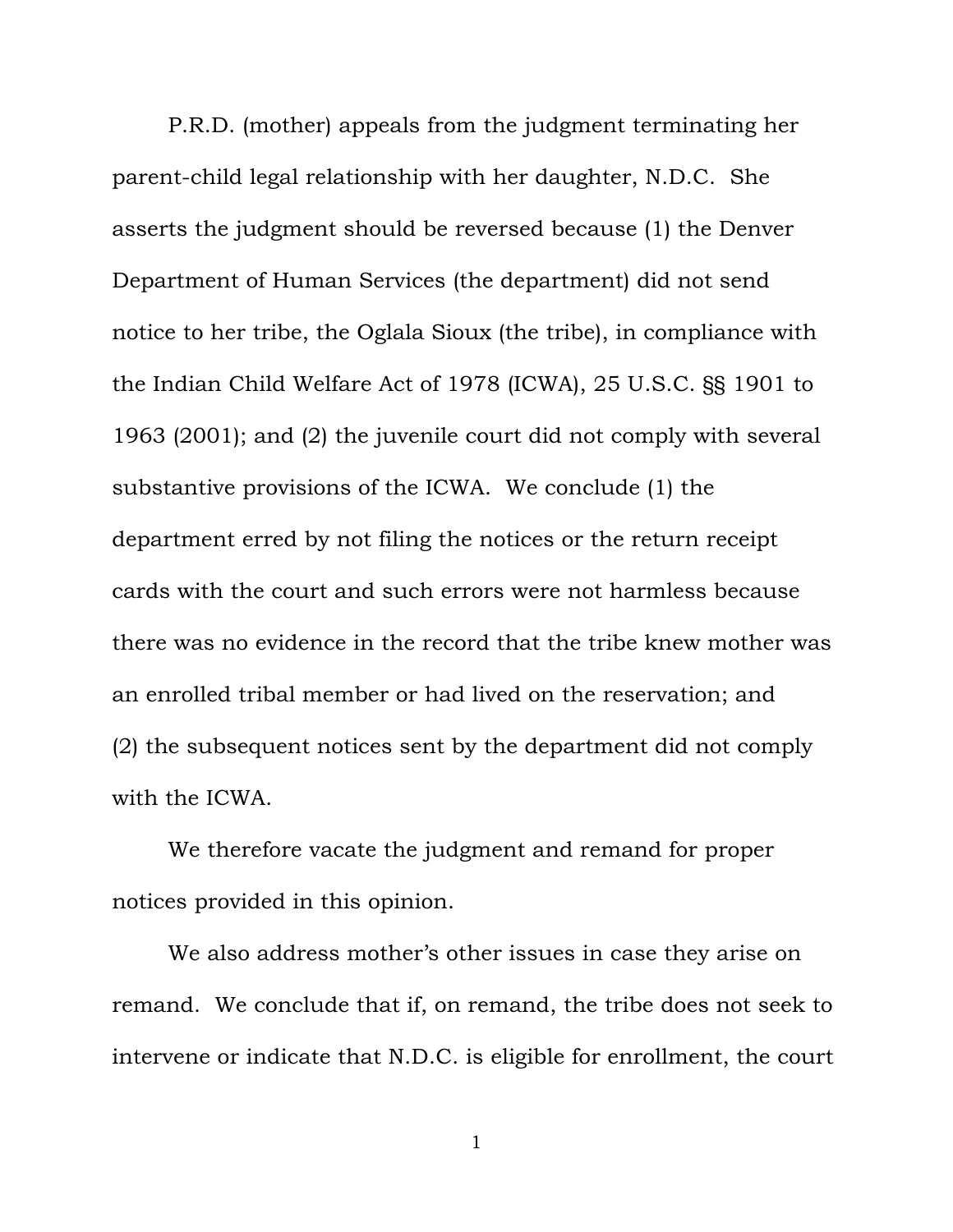P.R.D. (mother) appeals from the judgment terminating her parent-child legal relationship with her daughter, N.D.C. She asserts the judgment should be reversed because (1) the Denver Department of Human Services (the department) did not send notice to her tribe, the Oglala Sioux (the tribe), in compliance with the Indian Child Welfare Act of 1978 (ICWA), 25 U.S.C. §§ 1901 to 1963 (2001); and (2) the juvenile court did not comply with several substantive provisions of the ICWA. We conclude (1) the department erred by not filing the notices or the return receipt cards with the court and such errors were not harmless because there was no evidence in the record that the tribe knew mother was an enrolled tribal member or had lived on the reservation; and (2) the subsequent notices sent by the department did not comply with the ICWA.

We therefore vacate the judgment and remand for proper notices provided in this opinion.

We also address mother's other issues in case they arise on remand. We conclude that if, on remand, the tribe does not seek to intervene or indicate that N.D.C. is eligible for enrollment, the court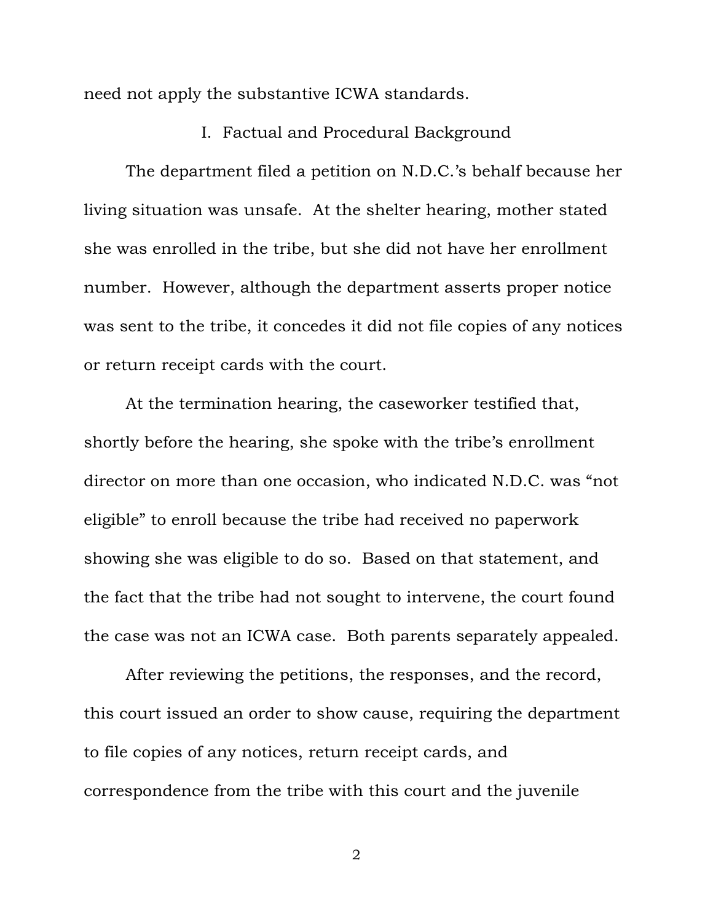need not apply the substantive ICWA standards.

## I. Factual and Procedural Background

The department filed a petition on N.D.C.'s behalf because her living situation was unsafe. At the shelter hearing, mother stated she was enrolled in the tribe, but she did not have her enrollment number. However, although the department asserts proper notice was sent to the tribe, it concedes it did not file copies of any notices or return receipt cards with the court.

At the termination hearing, the caseworker testified that, shortly before the hearing, she spoke with the tribe's enrollment director on more than one occasion, who indicated N.D.C. was "not eligible" to enroll because the tribe had received no paperwork showing she was eligible to do so. Based on that statement, and the fact that the tribe had not sought to intervene, the court found the case was not an ICWA case. Both parents separately appealed.

After reviewing the petitions, the responses, and the record, this court issued an order to show cause, requiring the department to file copies of any notices, return receipt cards, and correspondence from the tribe with this court and the juvenile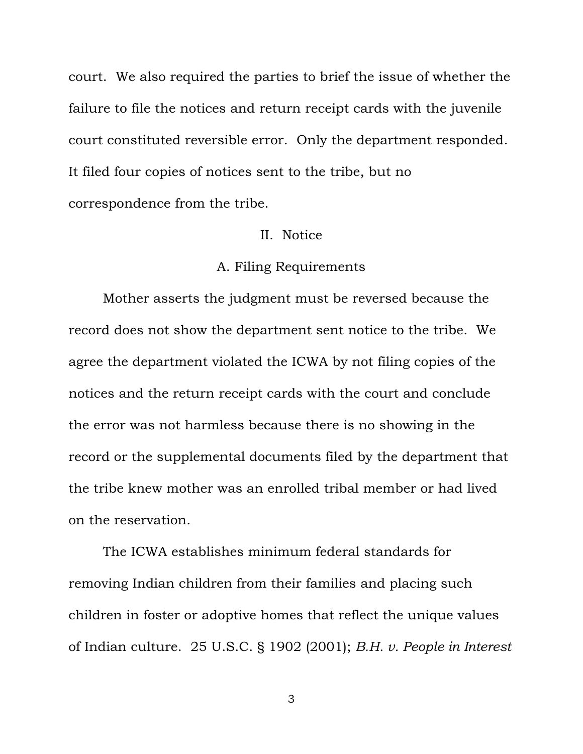court. We also required the parties to brief the issue of whether the failure to file the notices and return receipt cards with the juvenile court constituted reversible error. Only the department responded. It filed four copies of notices sent to the tribe, but no correspondence from the tribe.

## II. Notice

### A. Filing Requirements

Mother asserts the judgment must be reversed because the record does not show the department sent notice to the tribe. We agree the department violated the ICWA by not filing copies of the notices and the return receipt cards with the court and conclude the error was not harmless because there is no showing in the record or the supplemental documents filed by the department that the tribe knew mother was an enrolled tribal member or had lived on the reservation.

The ICWA establishes minimum federal standards for removing Indian children from their families and placing such children in foster or adoptive homes that reflect the unique values of Indian culture. 25 U.S.C. § 1902 (2001); *B.H. v. People in Interest*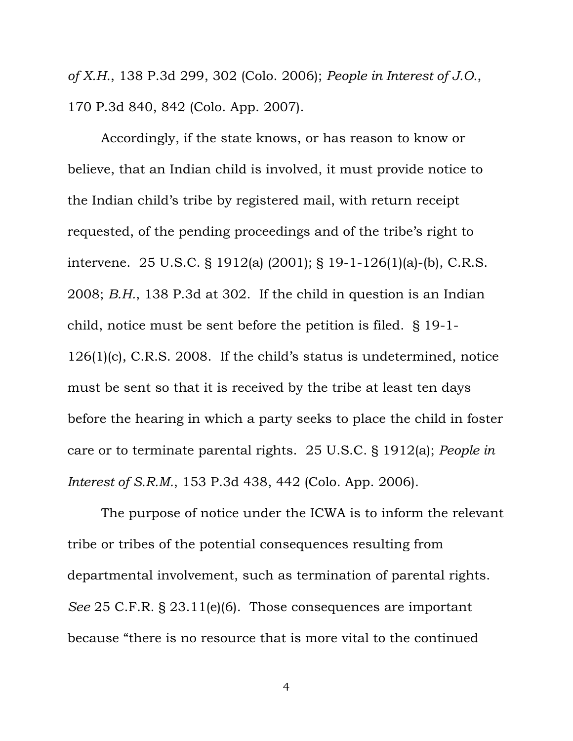*of X.H.*, 138 P.3d 299, 302 (Colo. 2006); *People in Interest of J.O.*, 170 P.3d 840, 842 (Colo. App. 2007).

Accordingly, if the state knows, or has reason to know or believe, that an Indian child is involved, it must provide notice to the Indian child's tribe by registered mail, with return receipt requested, of the pending proceedings and of the tribe's right to intervene. 25 U.S.C. § 1912(a) (2001); § 19-1-126(1)(a)-(b), C.R.S. 2008; *B.H.*, 138 P.3d at 302. If the child in question is an Indian child, notice must be sent before the petition is filed. § 19-1-126(1)(c), C.R.S. 2008. If the child's status is undetermined, notice must be sent so that it is received by the tribe at least ten days before the hearing in which a party seeks to place the child in foster care or to terminate parental rights. 25 U.S.C. § 1912(a); *People in Interest of S.R.M.*, 153 P.3d 438, 442 (Colo. App. 2006).

The purpose of notice under the ICWA is to inform the relevant tribe or tribes of the potential consequences resulting from departmental involvement, such as termination of parental rights. *See* 25 C.F.R. § 23.11(e)(6). Those consequences are important because "there is no resource that is more vital to the continued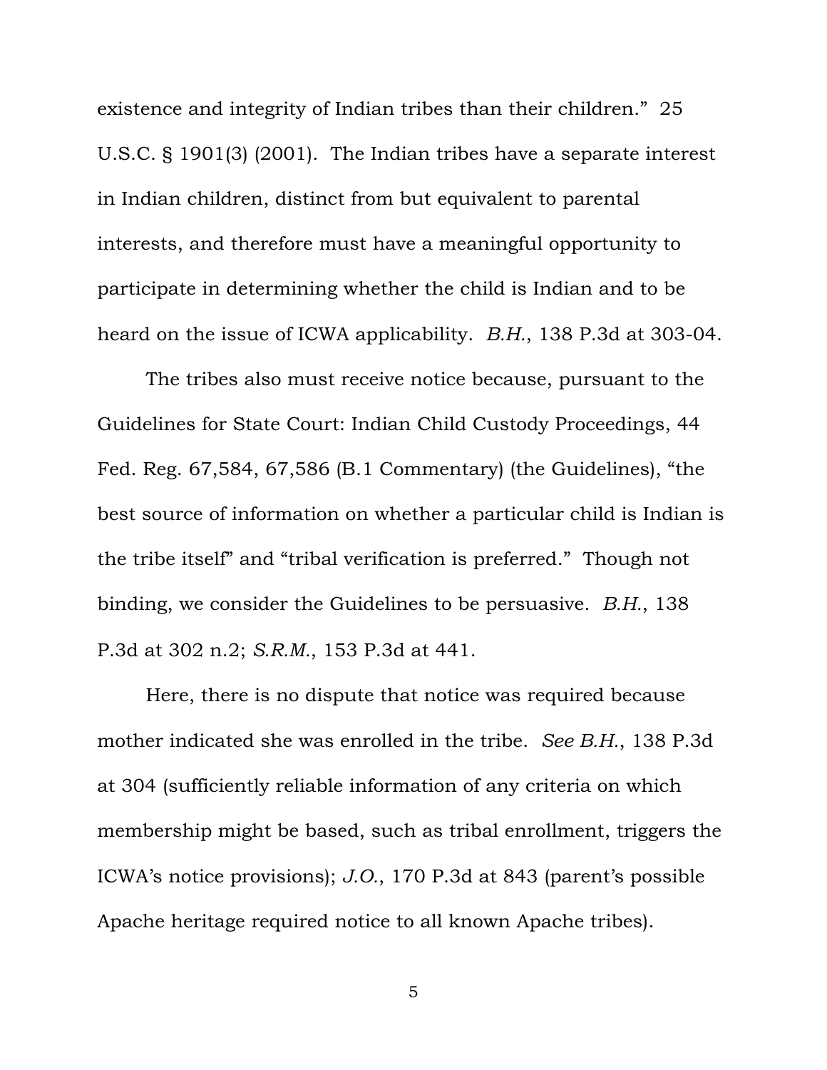existence and integrity of Indian tribes than their children." 25 U.S.C. § 1901(3) (2001). The Indian tribes have a separate interest in Indian children, distinct from but equivalent to parental interests, and therefore must have a meaningful opportunity to participate in determining whether the child is Indian and to be heard on the issue of ICWA applicability. *B.H.*, 138 P.3d at 303-04.

The tribes also must receive notice because, pursuant to the Guidelines for State Court: Indian Child Custody Proceedings, 44 Fed. Reg. 67,584, 67,586 (B.1 Commentary) (the Guidelines), "the best source of information on whether a particular child is Indian is the tribe itself" and "tribal verification is preferred." Though not binding, we consider the Guidelines to be persuasive. *B.H.*, 138 P.3d at 302 n.2; *S.R.M.*, 153 P.3d at 441.

Here, there is no dispute that notice was required because mother indicated she was enrolled in the tribe. *See B.H.*, 138 P.3d at 304 (sufficiently reliable information of any criteria on which membership might be based, such as tribal enrollment, triggers the ICWA's notice provisions); *J.O.*, 170 P.3d at 843 (parent's possible Apache heritage required notice to all known Apache tribes).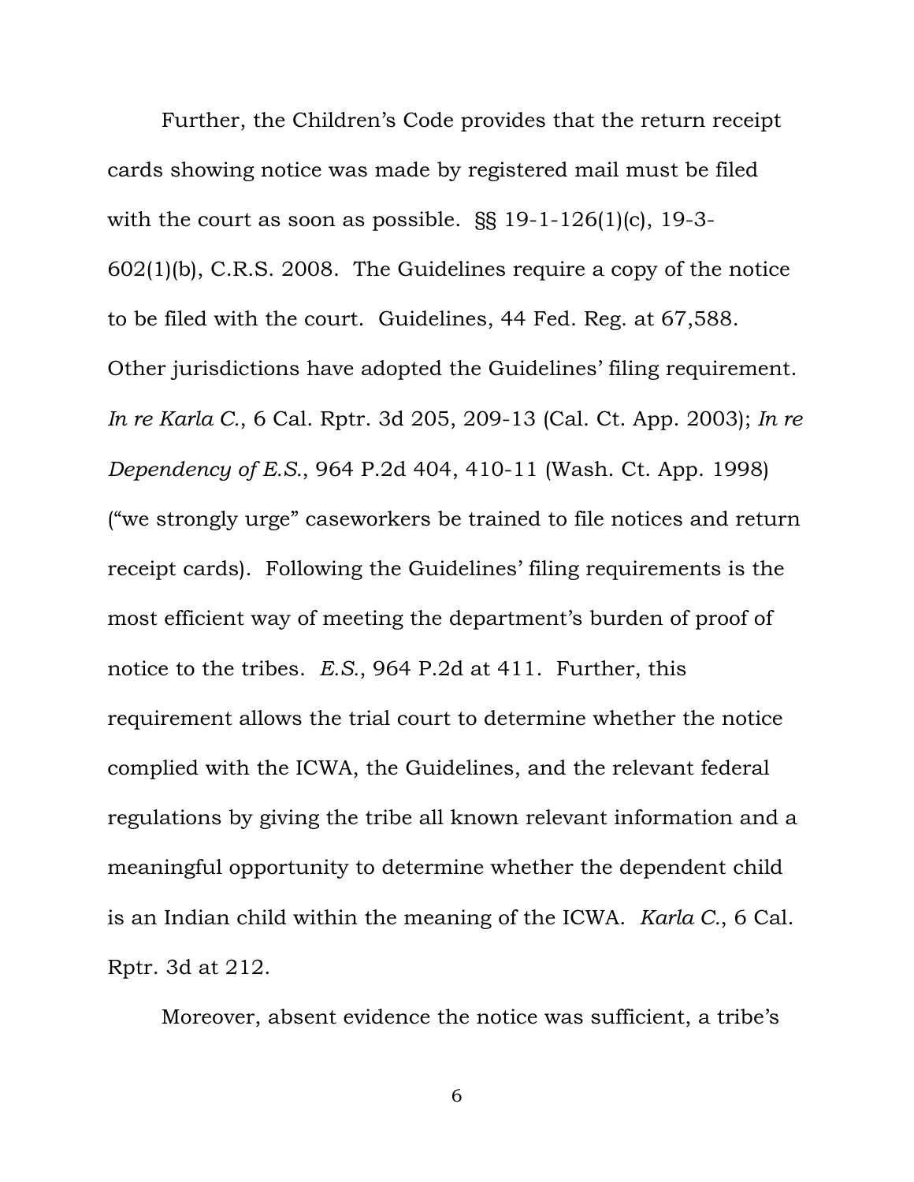Further, the Children's Code provides that the return receipt cards showing notice was made by registered mail must be filed with the court as soon as possible. §§ 19-1-126(1)(c), 19-3-602(1)(b), C.R.S. 2008. The Guidelines require a copy of the notice to be filed with the court. Guidelines, 44 Fed. Reg. at 67,588. Other jurisdictions have adopted the Guidelines' filing requirement. *In re Karla C.*, 6 Cal. Rptr. 3d 205, 209-13 (Cal. Ct. App. 2003); *In re Dependency of E.S.*, 964 P.2d 404, 410-11 (Wash. Ct. App. 1998) ("we strongly urge" caseworkers be trained to file notices and return receipt cards). Following the Guidelines' filing requirements is the most efficient way of meeting the department's burden of proof of notice to the tribes. *E.S.*, 964 P.2d at 411. Further, this requirement allows the trial court to determine whether the notice complied with the ICWA, the Guidelines, and the relevant federal regulations by giving the tribe all known relevant information and a meaningful opportunity to determine whether the dependent child is an Indian child within the meaning of the ICWA. *Karla C.*, 6 Cal. Rptr. 3d at 212.

Moreover, absent evidence the notice was sufficient, a tribe's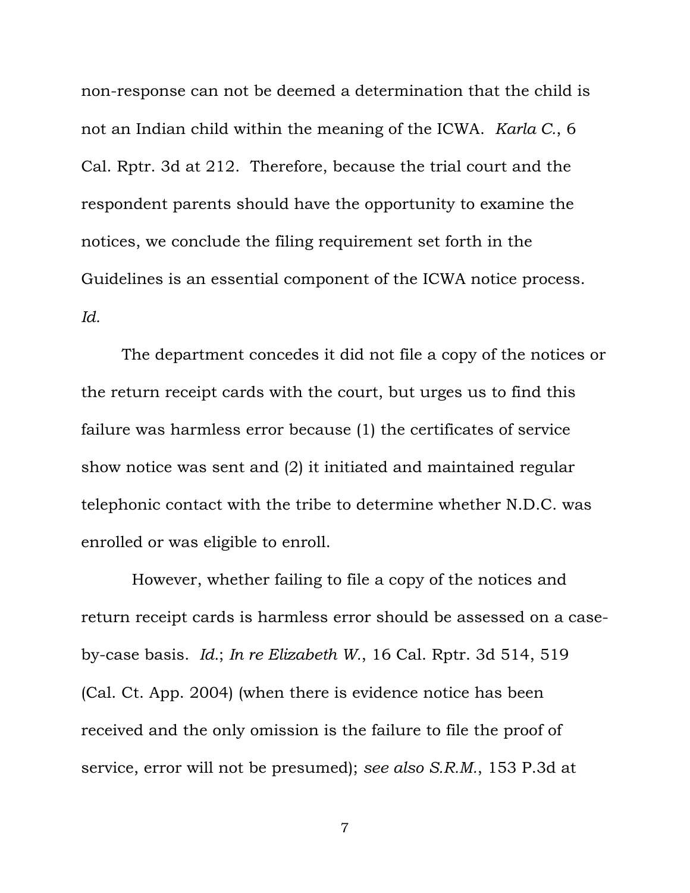non-response can not be deemed a determination that the child is not an Indian child within the meaning of the ICWA. *Karla C.*, 6 Cal. Rptr. 3d at 212. Therefore, because the trial court and the respondent parents should have the opportunity to examine the notices, we conclude the filing requirement set forth in the Guidelines is an essential component of the ICWA notice process. *Id.*

The department concedes it did not file a copy of the notices or the return receipt cards with the court, but urges us to find this failure was harmless error because (1) the certificates of service show notice was sent and (2) it initiated and maintained regular telephonic contact with the tribe to determine whether N.D.C. was enrolled or was eligible to enroll.

However, whether failing to file a copy of the notices and return receipt cards is harmless error should be assessed on a case-by-case basis. *Id.*; *In re Elizabeth W.*, 16 Cal. Rptr. 3d 514, 519 (Cal. Ct. App. 2004) (when there is evidence notice has been received and the only omission is the failure to file the proof of service, error will not be presumed); *see also S.R.M.*, 153 P.3d at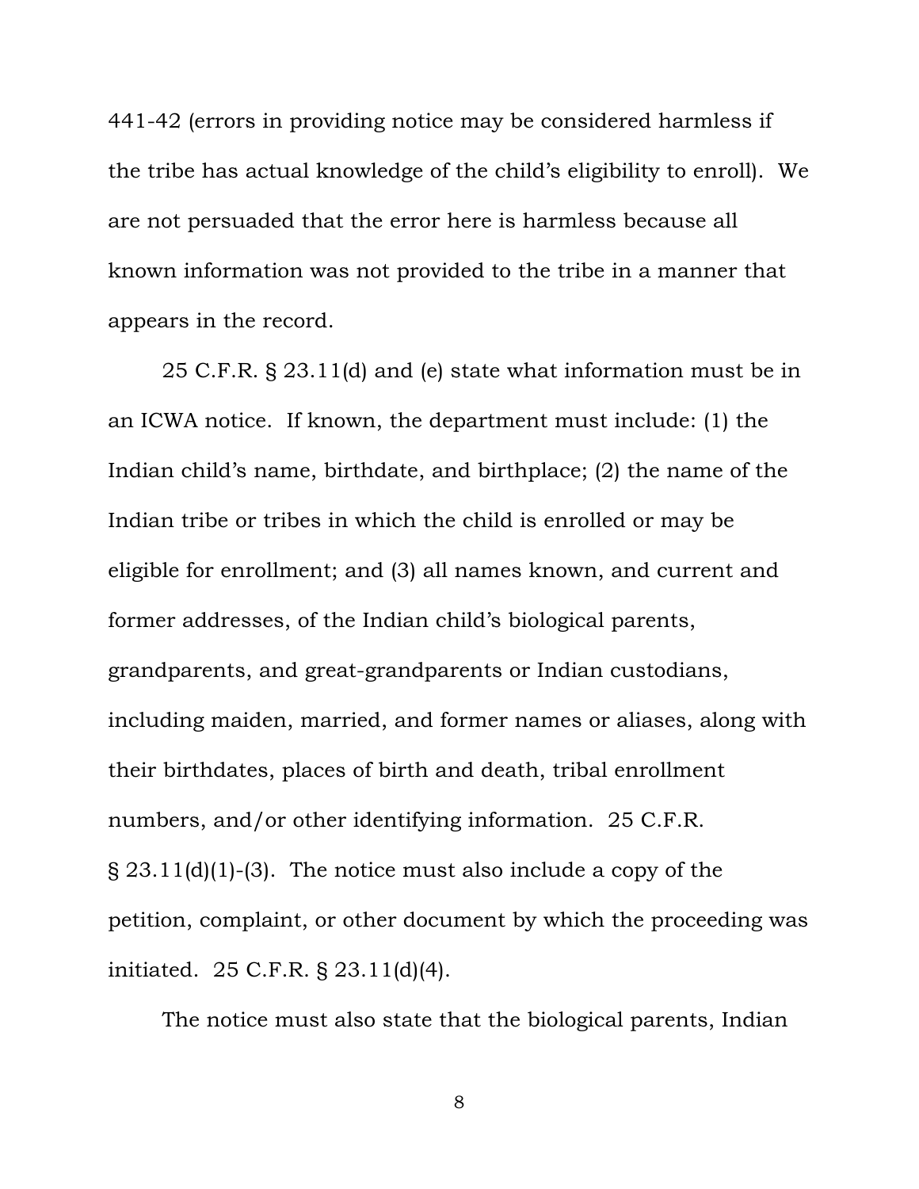441-42 (errors in providing notice may be considered harmless if the tribe has actual knowledge of the child's eligibility to enroll). We are not persuaded that the error here is harmless because all known information was not provided to the tribe in a manner that appears in the record.

25 C.F.R. § 23.11(d) and (e) state what information must be in an ICWA notice. If known, the department must include: (1) the Indian child's name, birthdate, and birthplace; (2) the name of the Indian tribe or tribes in which the child is enrolled or may be eligible for enrollment; and (3) all names known, and current and former addresses, of the Indian child's biological parents, grandparents, and great-grandparents or Indian custodians, including maiden, married, and former names or aliases, along with their birthdates, places of birth and death, tribal enrollment numbers, and/or other identifying information. 25 C.F.R. § 23.11(d)(1)-(3). The notice must also include a copy of the petition, complaint, or other document by which the proceeding was initiated. 25 C.F.R. § 23.11(d)(4).

The notice must also state that the biological parents, Indian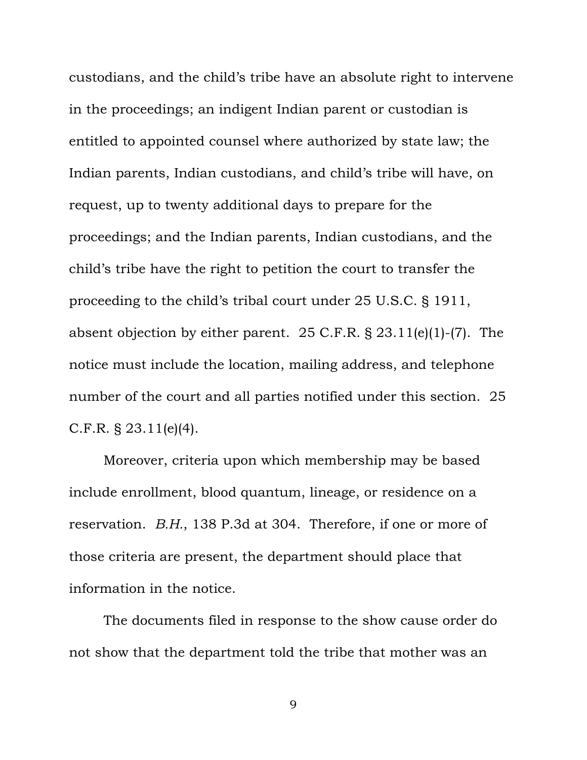custodians, and the child's tribe have an absolute right to intervene in the proceedings; an indigent Indian parent or custodian is entitled to appointed counsel where authorized by state law; the Indian parents, Indian custodians, and child's tribe will have, on request, up to twenty additional days to prepare for the proceedings; and the Indian parents, Indian custodians, and the child's tribe have the right to petition the court to transfer the proceeding to the child's tribal court under 25 U.S.C. § 1911, absent objection by either parent. 25 C.F.R. § 23.11(e)(1)-(7). The notice must include the location, mailing address, and telephone number of the court and all parties notified under this section. 25 C.F.R. § 23.11(e)(4).

Moreover, criteria upon which membership may be based include enrollment, blood quantum, lineage, or residence on a reservation. *B.H.*, 138 P.3d at 304. Therefore, if one or more of those criteria are present, the department should place that information in the notice.

The documents filed in response to the show cause order do not show that the department told the tribe that mother was an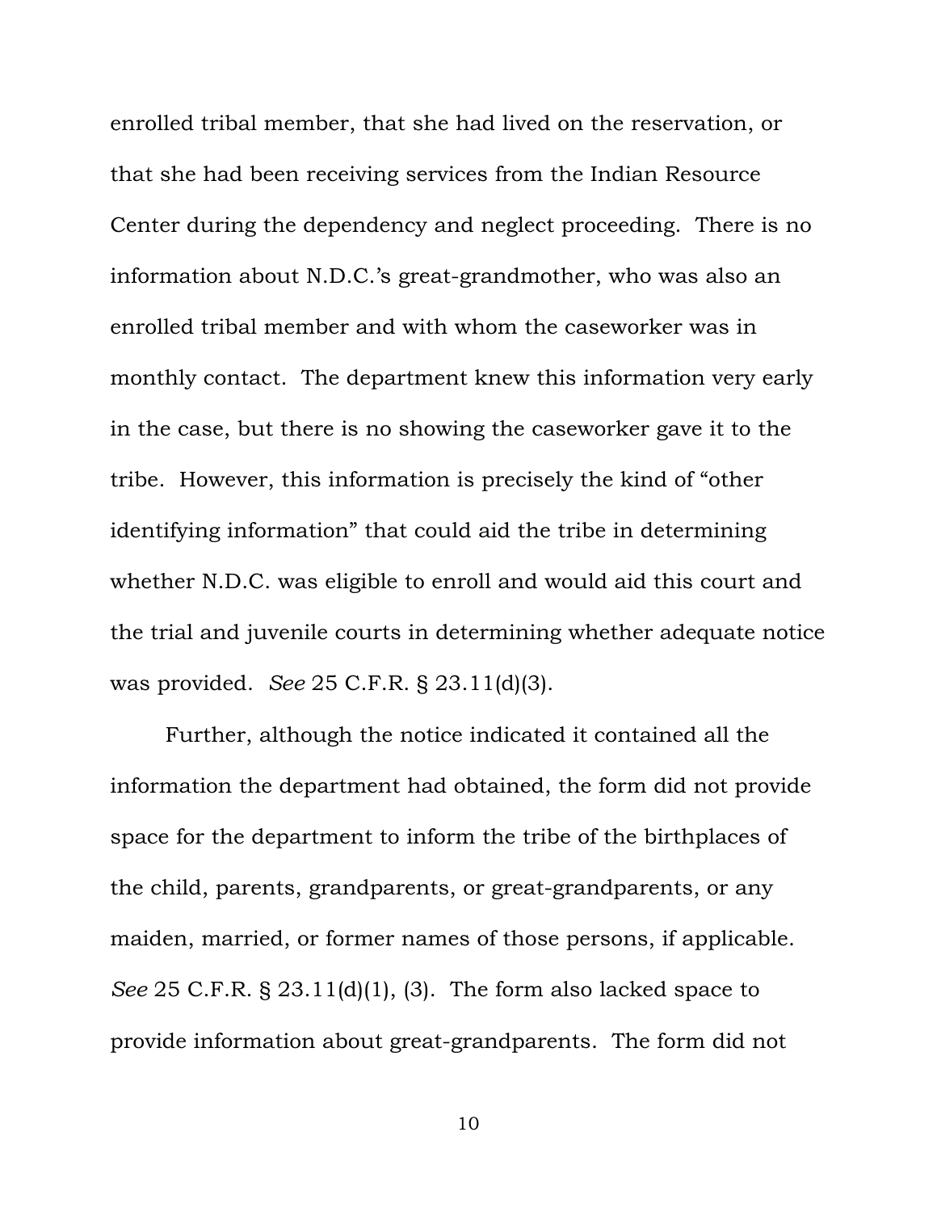enrolled tribal member, that she had lived on the reservation, or that she had been receiving services from the Indian Resource Center during the dependency and neglect proceeding. There is no information about N.D.C.'s great-grandmother, who was also an enrolled tribal member and with whom the caseworker was in monthly contact. The department knew this information very early in the case, but there is no showing the caseworker gave it to the tribe. However, this information is precisely the kind of "other identifying information" that could aid the tribe in determining whether N.D.C. was eligible to enroll and would aid this court and the trial and juvenile courts in determining whether adequate notice was provided. *See* 25 C.F.R. § 23.11(d)(3).

Further, although the notice indicated it contained all the information the department had obtained, the form did not provide space for the department to inform the tribe of the birthplaces of the child, parents, grandparents, or great-grandparents, or any maiden, married, or former names of those persons, if applicable. *See* 25 C.F.R. § 23.11(d)(1), (3). The form also lacked space to provide information about great-grandparents. The form did not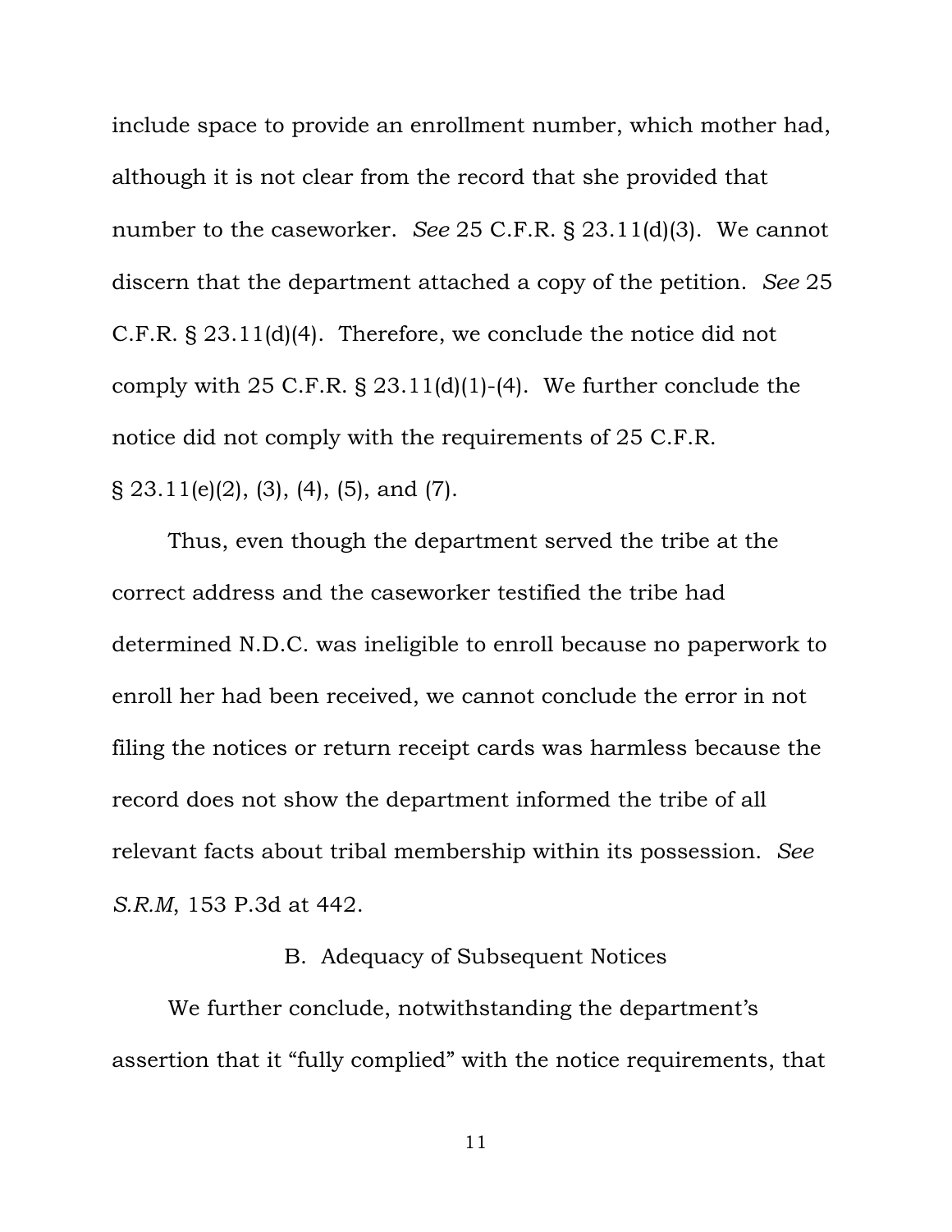include space to provide an enrollment number, which mother had, although it is not clear from the record that she provided that number to the caseworker. *See* 25 C.F.R. § 23.11(d)(3). We cannot discern that the department attached a copy of the petition. *See* 25 C.F.R. § 23.11(d)(4). Therefore, we conclude the notice did not comply with 25 C.F.R. § 23.11(d)(1)-(4). We further conclude the notice did not comply with the requirements of 25 C.F.R. § 23.11(e)(2), (3), (4), (5), and (7).

Thus, even though the department served the tribe at the correct address and the caseworker testified the tribe had determined N.D.C. was ineligible to enroll because no paperwork to enroll her had been received, we cannot conclude the error in not filing the notices or return receipt cards was harmless because the record does not show the department informed the tribe of all relevant facts about tribal membership within its possession. *See S.R.M*, 153 P.3d at 442.

### B. Adequacy of Subsequent Notices

We further conclude, notwithstanding the department's assertion that it "fully complied" with the notice requirements, that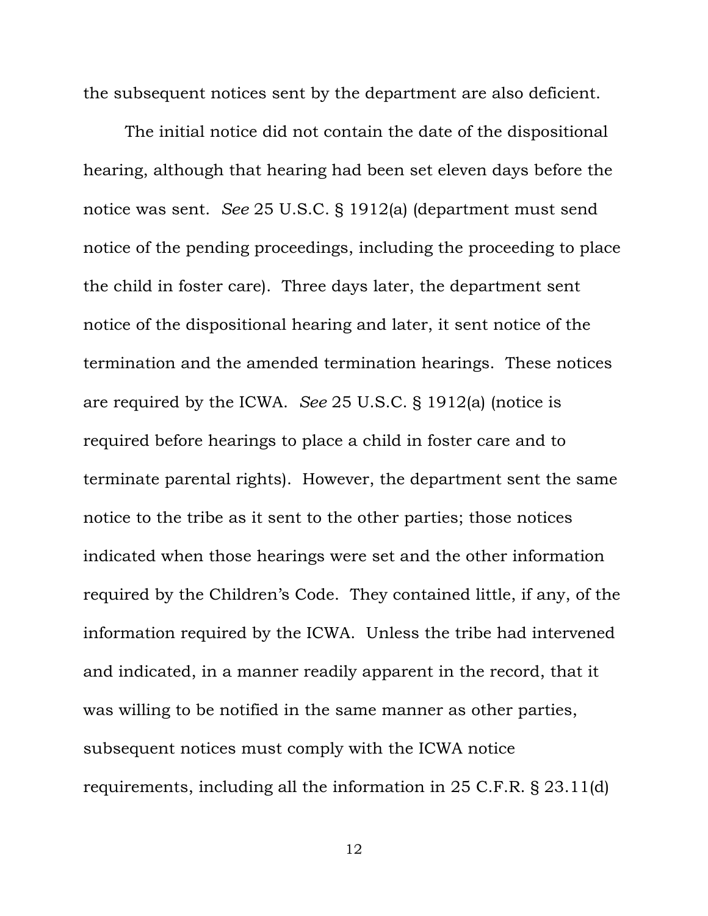the subsequent notices sent by the department are also deficient.

The initial notice did not contain the date of the dispositional hearing, although that hearing had been set eleven days before the notice was sent. *See* 25 U.S.C. § 1912(a) (department must send notice of the pending proceedings, including the proceeding to place the child in foster care). Three days later, the department sent notice of the dispositional hearing and later, it sent notice of the termination and the amended termination hearings. These notices are required by the ICWA. *See* 25 U.S.C. § 1912(a) (notice is required before hearings to place a child in foster care and to terminate parental rights). However, the department sent the same notice to the tribe as it sent to the other parties; those notices indicated when those hearings were set and the other information required by the Children's Code. They contained little, if any, of the information required by the ICWA. Unless the tribe had intervened and indicated, in a manner readily apparent in the record, that it was willing to be notified in the same manner as other parties, subsequent notices must comply with the ICWA notice requirements, including all the information in 25 C.F.R. § 23.11(d)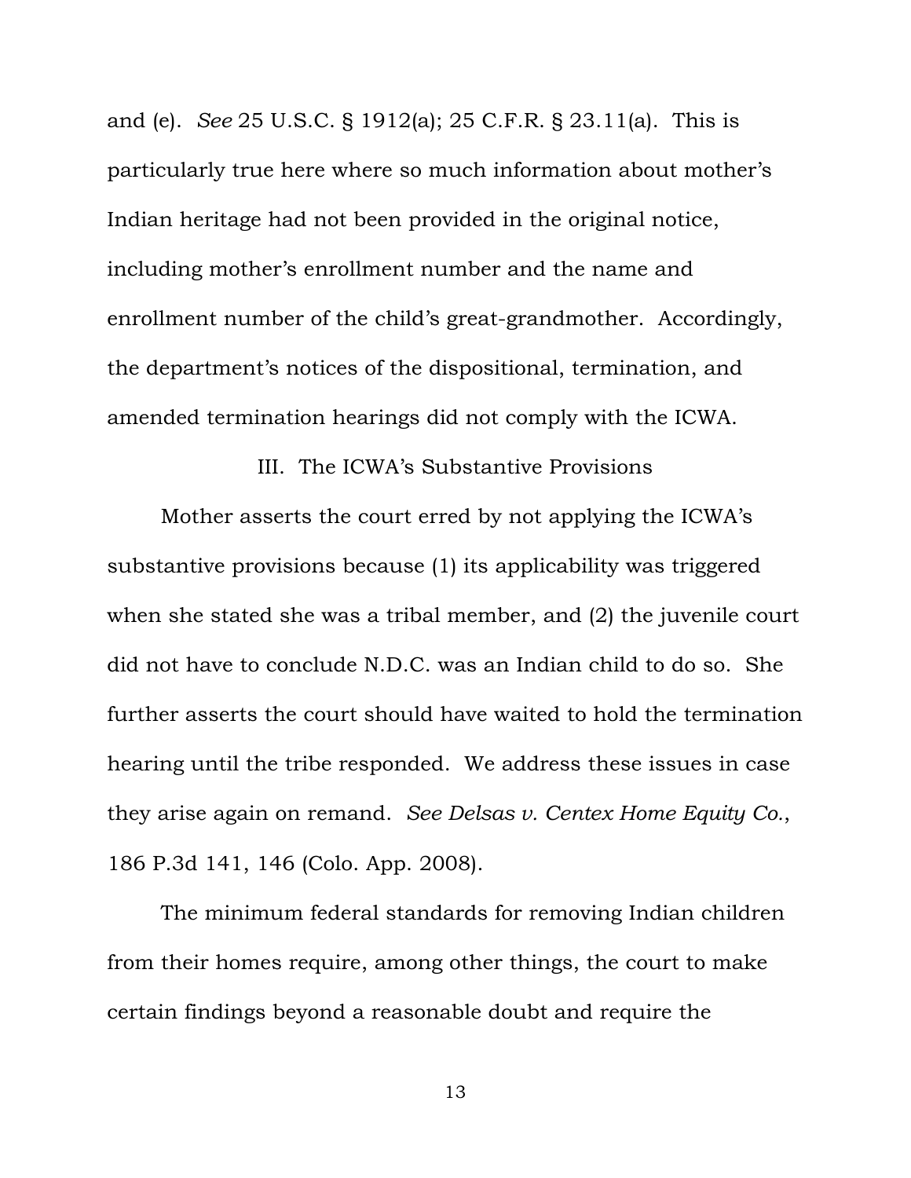and (e). *See* 25 U.S.C. § 1912(a); 25 C.F.R. § 23.11(a). This is particularly true here where so much information about mother's Indian heritage had not been provided in the original notice, including mother's enrollment number and the name and enrollment number of the child's great-grandmother. Accordingly, the department's notices of the dispositional, termination, and amended termination hearings did not comply with the ICWA.

### III. The ICWA's Substantive Provisions

Mother asserts the court erred by not applying the ICWA's substantive provisions because (1) its applicability was triggered when she stated she was a tribal member, and (2) the juvenile court did not have to conclude N.D.C. was an Indian child to do so. She further asserts the court should have waited to hold the termination hearing until the tribe responded. We address these issues in case they arise again on remand. *See Delsas v. Centex Home Equity Co.*, 186 P.3d 141, 146 (Colo. App. 2008).

The minimum federal standards for removing Indian children from their homes require, among other things, the court to make certain findings beyond a reasonable doubt and require the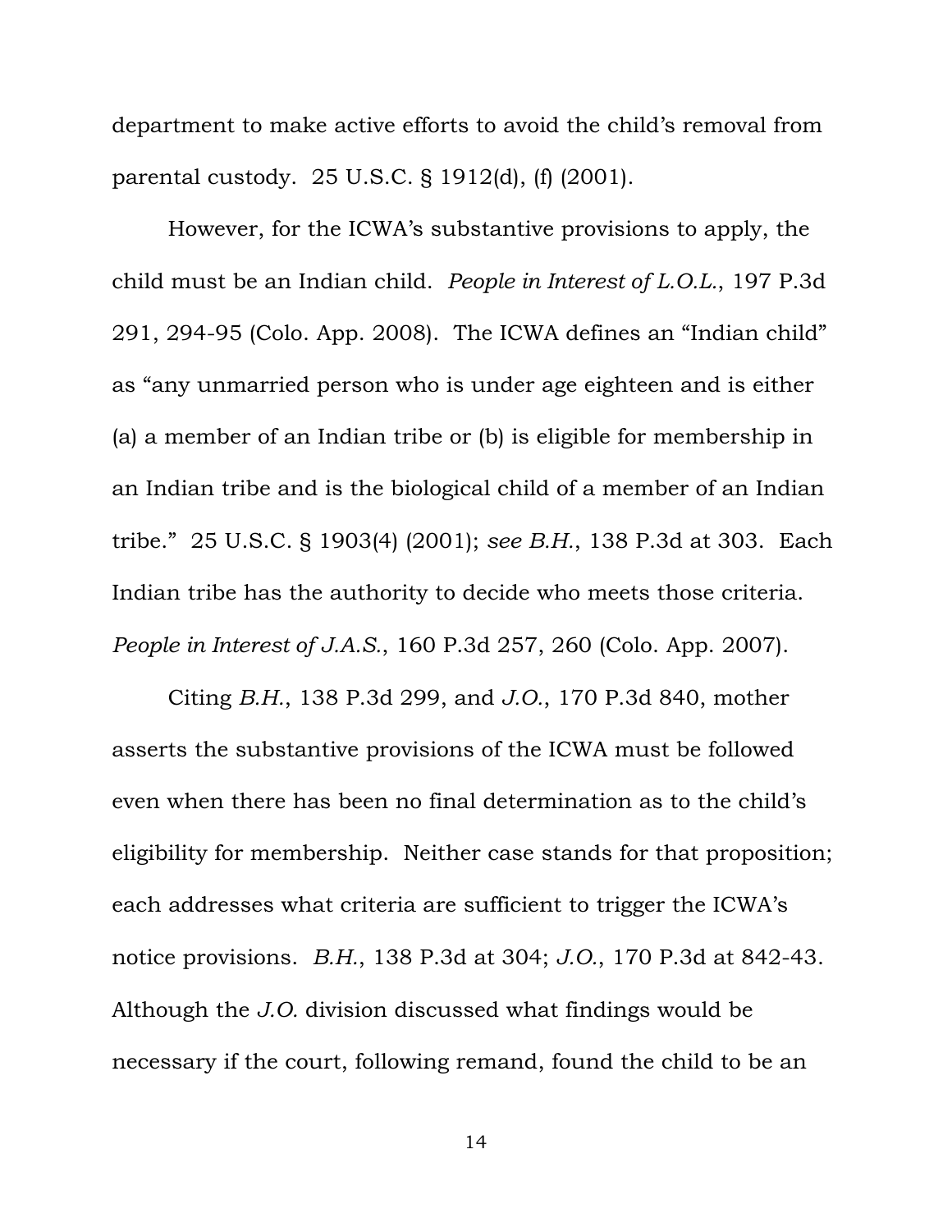department to make active efforts to avoid the child's removal from parental custody. 25 U.S.C. § 1912(d), (f) (2001).

However, for the ICWA's substantive provisions to apply, the child must be an Indian child. *People in Interest of L.O.L.*, 197 P.3d 291, 294-95 (Colo. App. 2008). The ICWA defines an "Indian child" as "any unmarried person who is under age eighteen and is either (a) a member of an Indian tribe or (b) is eligible for membership in an Indian tribe and is the biological child of a member of an Indian tribe." 25 U.S.C. § 1903(4) (2001); *see B.H.*, 138 P.3d at 303. Each Indian tribe has the authority to decide who meets those criteria. *People in Interest of J.A.S.*, 160 P.3d 257, 260 (Colo. App. 2007).

Citing *B.H.*, 138 P.3d 299, and *J.O.*, 170 P.3d 840, mother asserts the substantive provisions of the ICWA must be followed even when there has been no final determination as to the child's eligibility for membership. Neither case stands for that proposition; each addresses what criteria are sufficient to trigger the ICWA's notice provisions. *B.H.*, 138 P.3d at 304; *J.O.*, 170 P.3d at 842-43. Although the *J.O.* division discussed what findings would be necessary if the court, following remand, found the child to be an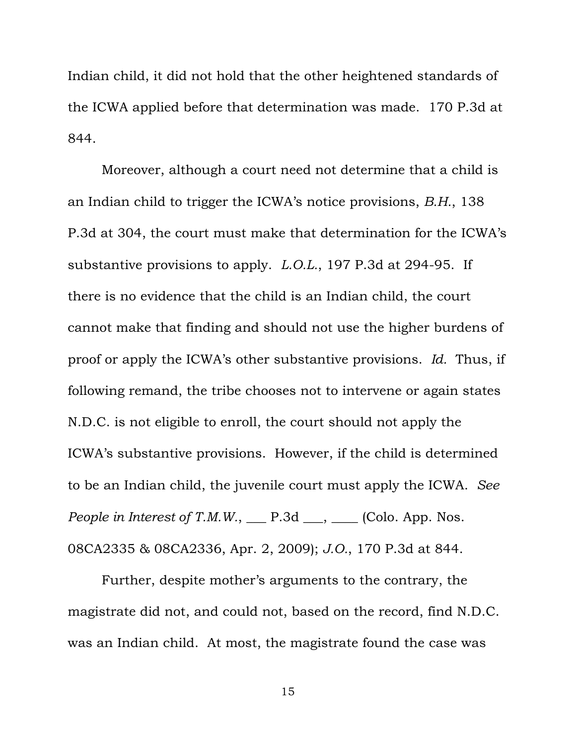Indian child, it did not hold that the other heightened standards of the ICWA applied before that determination was made. 170 P.3d at 844.

Moreover, although a court need not determine that a child is an Indian child to trigger the ICWA's notice provisions, *B.H.*, 138 P.3d at 304, the court must make that determination for the ICWA's substantive provisions to apply. *L.O.L.*, 197 P.3d at 294-95. If there is no evidence that the child is an Indian child, the court cannot make that finding and should not use the higher burdens of proof or apply the ICWA's other substantive provisions. *Id.* Thus, if following remand, the tribe chooses not to intervene or again states N.D.C. is not eligible to enroll, the court should not apply the ICWA's substantive provisions. However, if the child is determined to be an Indian child, the juvenile court must apply the ICWA. *See People in Interest of T.M.W.*, ___ P.3d ___, ____ (Colo. App. Nos. 08CA2335 & 08CA2336, Apr. 2, 2009); *J.O.*, 170 P.3d at 844.

Further, despite mother's arguments to the contrary, the magistrate did not, and could not, based on the record, find N.D.C. was an Indian child. At most, the magistrate found the case was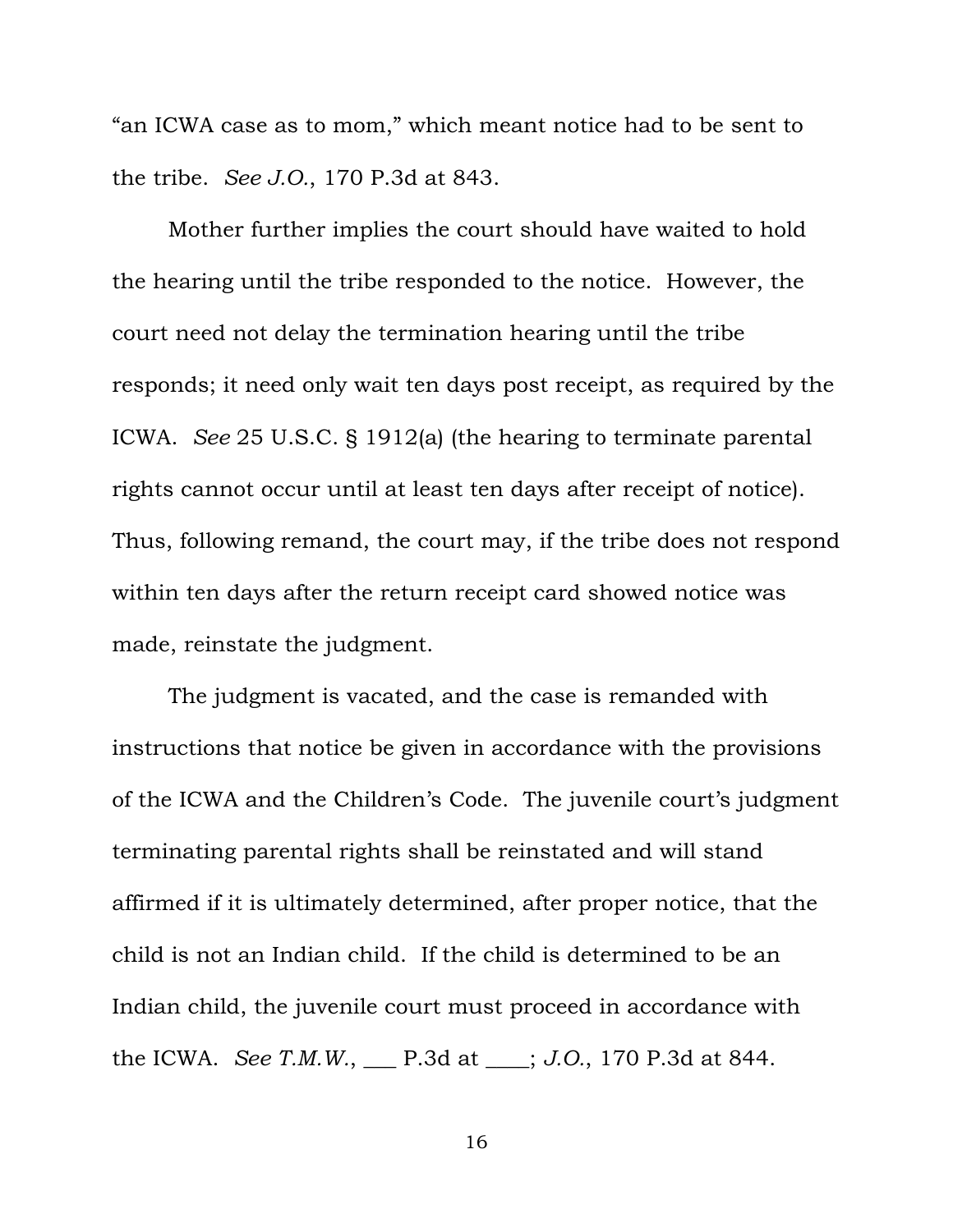"an ICWA case as to mom," which meant notice had to be sent to the tribe. *See J.O.*, 170 P.3d at 843.

Mother further implies the court should have waited to hold the hearing until the tribe responded to the notice. However, the court need not delay the termination hearing until the tribe responds; it need only wait ten days post receipt, as required by the ICWA. *See* 25 U.S.C. § 1912(a) (the hearing to terminate parental rights cannot occur until at least ten days after receipt of notice). Thus, following remand, the court may, if the tribe does not respond within ten days after the return receipt card showed notice was made, reinstate the judgment.

The judgment is vacated, and the case is remanded with instructions that notice be given in accordance with the provisions of the ICWA and the Children's Code. The juvenile court's judgment terminating parental rights shall be reinstated and will stand affirmed if it is ultimately determined, after proper notice, that the child is not an Indian child. If the child is determined to be an Indian child, the juvenile court must proceed in accordance with the ICWA. *See T.M.W.*, ___ P.3d at ____; *J.O.*, 170 P.3d at 844.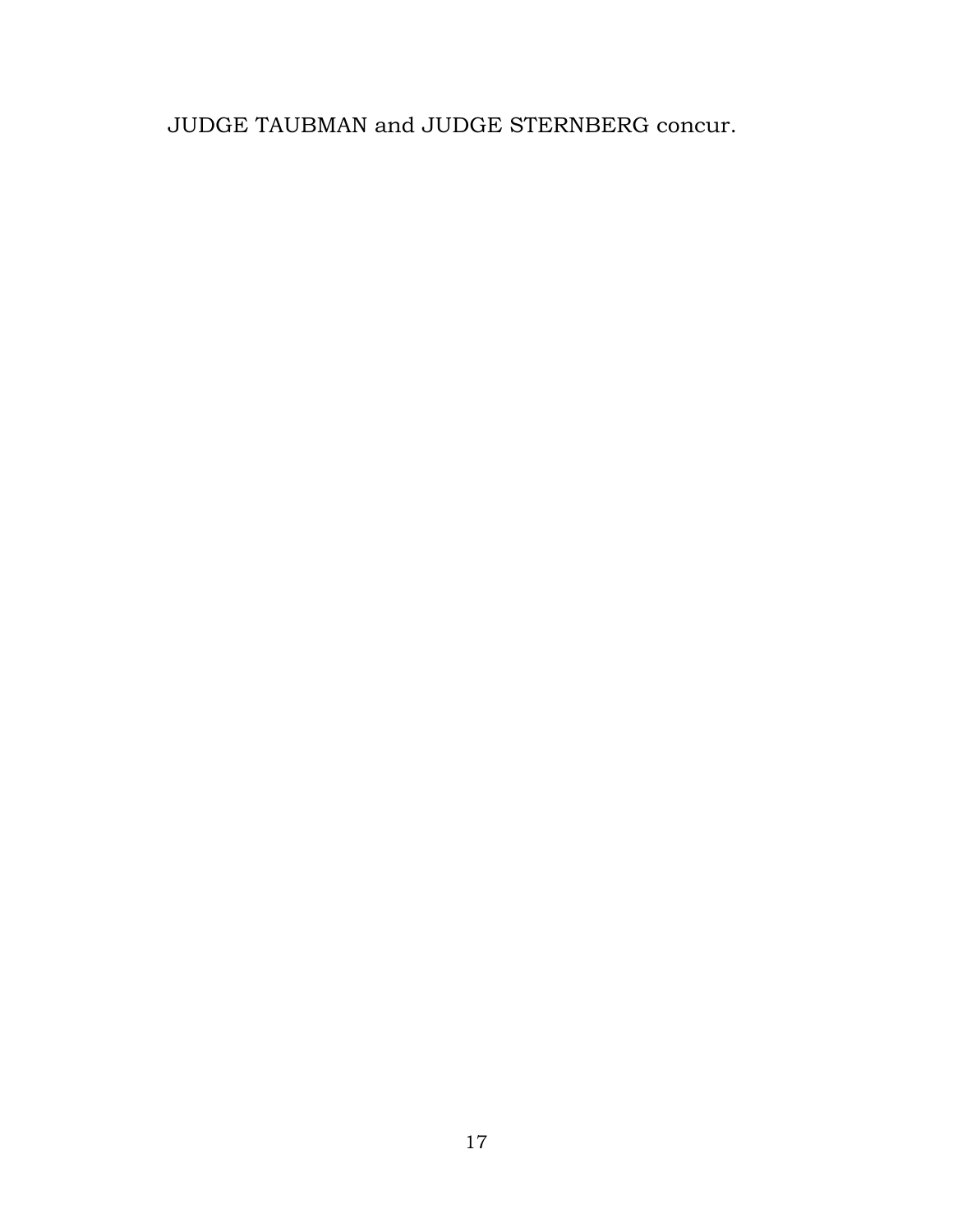JUDGE TAUBMAN and JUDGE STERNBERG concur.